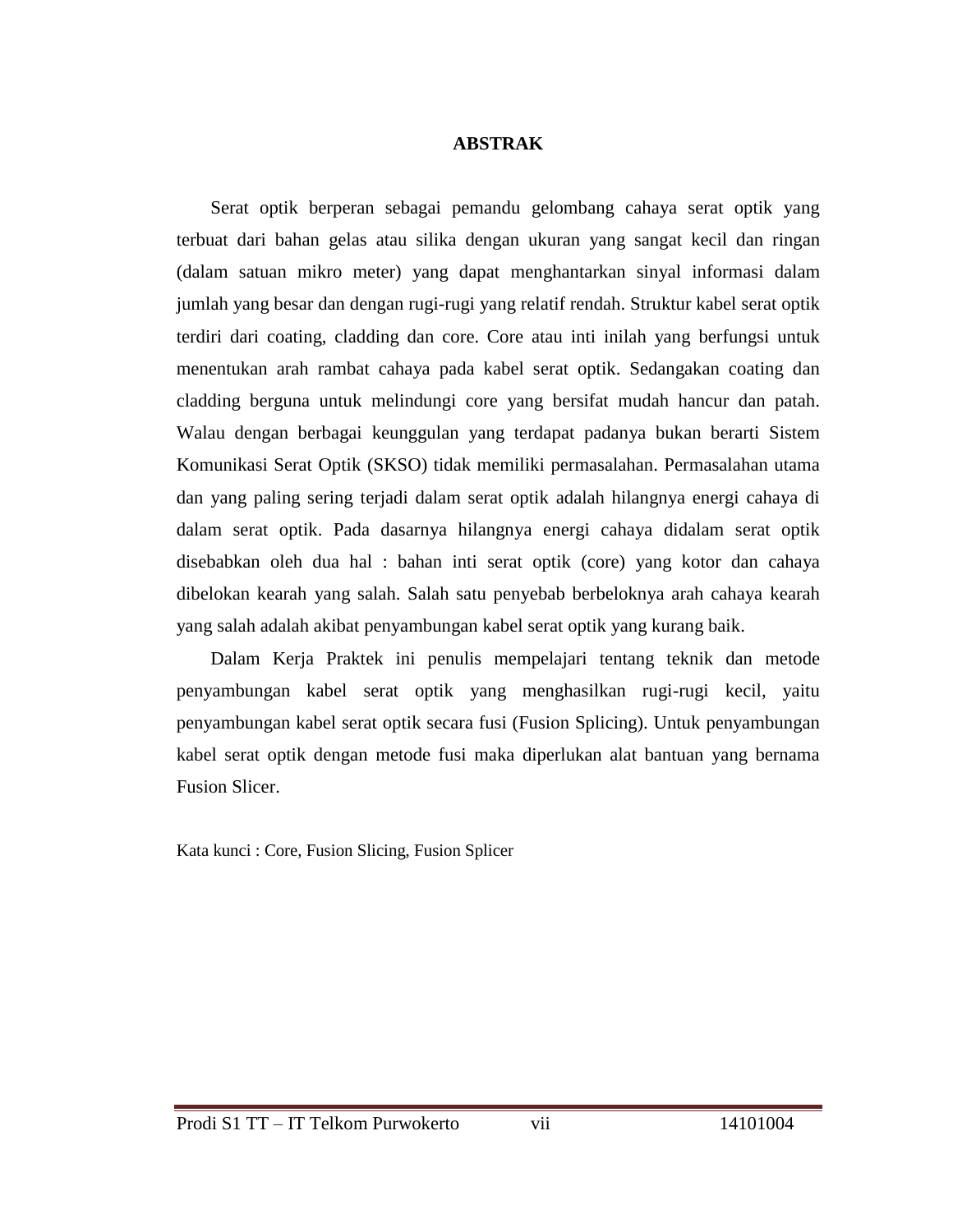# ABSTRAK

Serat optik berperan sebagai pemandu gelombang cahaya serat optik yang terbuat dari bahan gelas atau silika dengan ukuran yang sangat kecil dan ringan (dalam satuan mikro meter) yang dapat menghantarkan sinyal informasi dalam jumlah yang besar dan dengan rugi-rugi yang relatif rendah. Struktur kabel serat optik terdiri dari coating, cladding dan core. Core atau inti inilah yang berfungsi untuk menentukan arah rambat cahaya pada kabel serat optik. Sedangakan coating dan cladding berguna untuk melindungi core yang bersifat mudah hancur dan patah. Walau dengan berbagai keunggulan yang terdapat padanya bukan berarti Sistem Komunikasi Serat Optik (SKSO) tidak memiliki permasalahan. Permasalahan utama dan yang paling sering terjadi dalam serat optik adalah hilangnya energi cahaya di dalam serat optik. Pada dasarnya hilangnya energi cahaya didalam serat optik disebabkan oleh dua hal : bahan inti serat optik (core) yang kotor dan cahaya dibelokan kearah yang salah. Salah satu penyebab berbeloknya arah cahaya kearah yang salah adalah akibat penyambungan kabel serat optik yang kurang baik.

Dalam Kerja Praktek ini penulis mempelajari tentang teknik dan metode penyambungan kabel serat optik yang menghasilkan rugi-rugi kecil, yaitu penyambungan kabel serat optik secara fusi (Fusion Splicing). Untuk penyambungan kabel serat optik dengan metode fusi maka diperlukan alat bantuan yang bernama Fusion Slicer.

Kata kunci : Core, Fusion Slicing, Fusion Splicer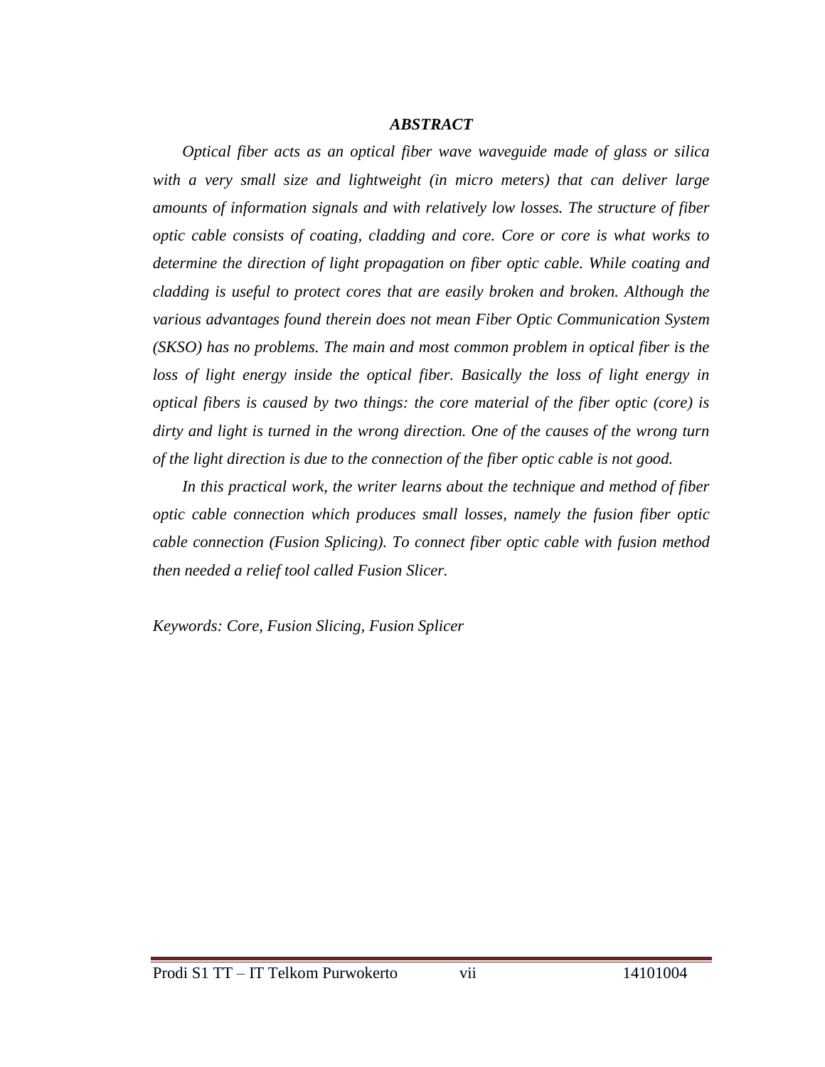## *ABSTRACT*

*Optical fiber acts as an optical fiber wave waveguide made of glass or silica with a very small size and lightweight (in micro meters) that can deliver large amounts of information signals and with relatively low losses. The structure of fiber optic cable consists of coating, cladding and core. Core or core is what works to determine the direction of light propagation on fiber optic cable. While coating and cladding is useful to protect cores that are easily broken and broken. Although the various advantages found therein does not mean Fiber Optic Communication System (SKSO) has no problems. The main and most common problem in optical fiber is the loss of light energy inside the optical fiber. Basically the loss of light energy in optical fibers is caused by two things: the core material of the fiber optic (core) is dirty and light is turned in the wrong direction. One of the causes of the wrong turn of the light direction is due to the connection of the fiber optic cable is not good.*

*In this practical work, the writer learns about the technique and method of fiber optic cable connection which produces small losses, namely the fusion fiber optic cable connection (Fusion Splicing). To connect fiber optic cable with fusion method then needed a relief tool called Fusion Slicer.*

*Keywords: Core, Fusion Slicing, Fusion Splicer*